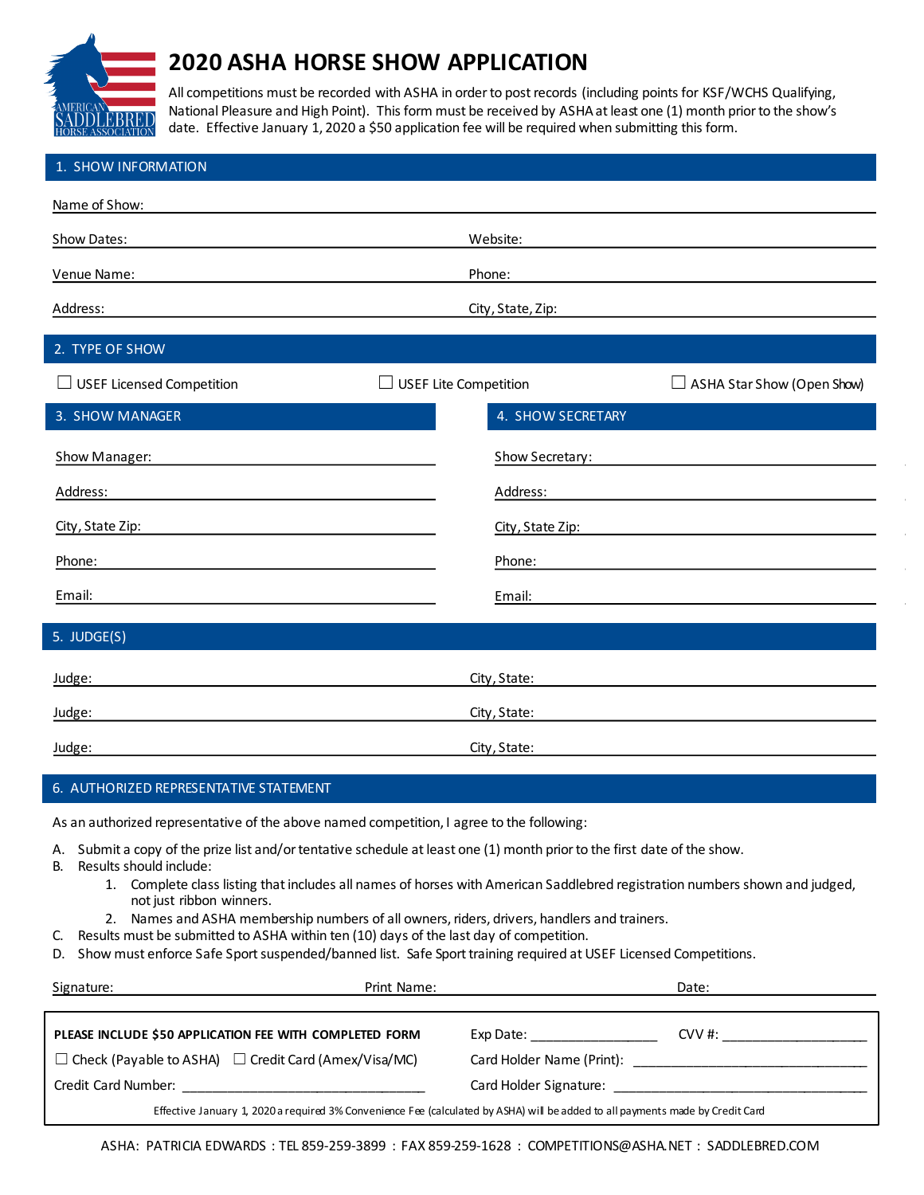# 2020 ASHA HORSE SHOW APPLICATION

All competitions must be recorded with ASHA in order to post records (including points for KSF/WCHS Qualifying, National Pleasure and High Point). This form must be received by ASHA at least one (1) month prior to the show's date. Effective January 1, 2020 a $50 application fee will be required when submitting this form.

## 1. SHOW INFORMATION

Name of Show: ____________________

Show Dates: ____________________ Website: ____________________

Venue Name: ____________________ Phone: ____________________

Address: ____________________ City, State, Zip: ____________________

## 2. TYPE OF SHOW

☐ USEF Licensed Competition ☐ USEF Lite Competition ☐ ASHA Star Show (Open Show)

## 3. SHOW MANAGER

Show Manager: ____________________

Address: ____________________

City, State Zip: ____________________

Phone: ____________________

Email: ____________________

## 4. SHOW SECRETARY

Show Secretary: ____________________

Address: ____________________

City, State Zip: ____________________

Phone: ____________________

Email: ____________________

## 5. JUDGE(S)

Judge: ____________________ City, State: ____________________

Judge: ____________________ City, State: ____________________

Judge: ____________________ City, State: ____________________

## 6. AUTHORIZED REPRESENTATIVE STATEMENT

As an authorized representative of the above named competition, I agree to the following:

A. Submit a copy of the prize list and/or tentative schedule at least one (1) month prior to the first date of the show.
B. Results should include:
   1. Complete class listing that includes all names of horses with American Saddlebred registration numbers shown and judged, not just ribbon winners.
   2. Names and ASHA membership numbers of all owners, riders, drivers, handlers and trainers.
C. Results must be submitted to ASHA within ten (10) days of the last day of competition.
D. Show must enforce Safe Sport suspended/banned list. Safe Sport training required at USEF Licensed Competitions.

Signature: ____________________ Print Name: ____________________ Date: ____________________

**PLEASE INCLUDE $50 APPLICATION FEE WITH COMPLETED FORM**

☐ Check (Payable to ASHA) ☐ Credit Card (Amex/Visa/MC)

Credit Card Number: ____________________

Exp Date: ____________________ CVV #: ____________________

Card Holder Name (Print): ____________________

Card Holder Signature: ____________________

Effective January 1, 2020 a required 3% Convenience Fee (calculated by ASHA) will be added to all payments made by Credit Card

ASHA: PATRICIA EDWARDS : TEL 859-259-3899 : FAX 859-259-1628 : COMPETITIONS@ASHA.NET : SADDLEBRED.COM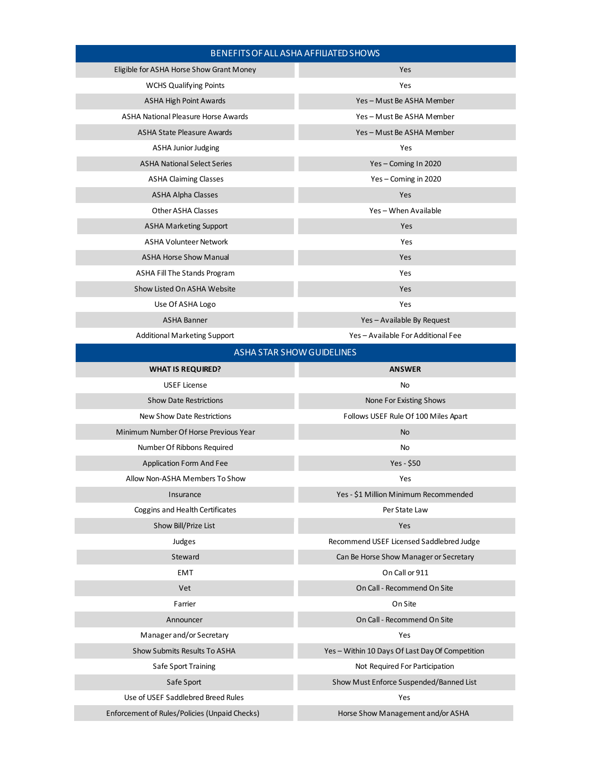| BENEFITS OF ALL ASHA AFFILIATED SHOWS | |
|---|---|
| Eligible for ASHA Horse Show Grant Money | Yes |
| WCHS Qualifying Points | Yes |
| ASHA High Point Awards | Yes – Must Be ASHA Member |
| ASHA National Pleasure Horse Awards | Yes – Must Be ASHA Member |
| ASHA State Pleasure Awards | Yes – Must Be ASHA Member |
| ASHA Junior Judging | Yes |
| ASHA National Select Series | Yes – Coming In 2020 |
| ASHA Claiming Classes | Yes – Coming in 2020 |
| ASHA Alpha Classes | Yes |
| Other ASHA Classes | Yes – When Available |
| ASHA Marketing Support | Yes |
| ASHA Volunteer Network | Yes |
| ASHA Horse Show Manual | Yes |
| ASHA Fill The Stands Program | Yes |
| Show Listed On ASHA Website | Yes |
| Use Of ASHA Logo | Yes |
| ASHA Banner | Yes – Available By Request |
| Additional Marketing Support | Yes – Available For Additional Fee |

| ASHA STAR SHOW GUIDELINES | |
|---|---|
| **WHAT IS REQUIRED?** | **ANSWER** |
| USEF License | No |
| Show Date Restrictions | None For Existing Shows |
| New Show Date Restrictions | Follows USEF Rule Of 100 Miles Apart |
| Minimum Number Of Horse Previous Year | No |
| Number Of Ribbons Required | No |
| Application Form And Fee | Yes - $50 |
| Allow Non-ASHA Members To Show | Yes |
| Insurance | Yes - $1 Million Minimum Recommended |
| Coggins and Health Certificates | Per State Law |
| Show Bill/Prize List | Yes |
| Judges | Recommend USEF Licensed Saddlebred Judge |
| Steward | Can Be Horse Show Manager or Secretary |
| EMT | On Call or 911 |
| Vet | On Call - Recommend On Site |
| Farrier | On Site |
| Announcer | On Call - Recommend On Site |
| Manager and/or Secretary | Yes |
| Show Submits Results To ASHA | Yes – Within 10 Days Of Last Day Of Competition |
| Safe Sport Training | Not Required For Participation |
| Safe Sport | Show Must Enforce Suspended/Banned List |
| Use of USEF Saddlebred Breed Rules | Yes |
| Enforcement of Rules/Policies (Unpaid Checks) | Horse Show Management and/or ASHA |